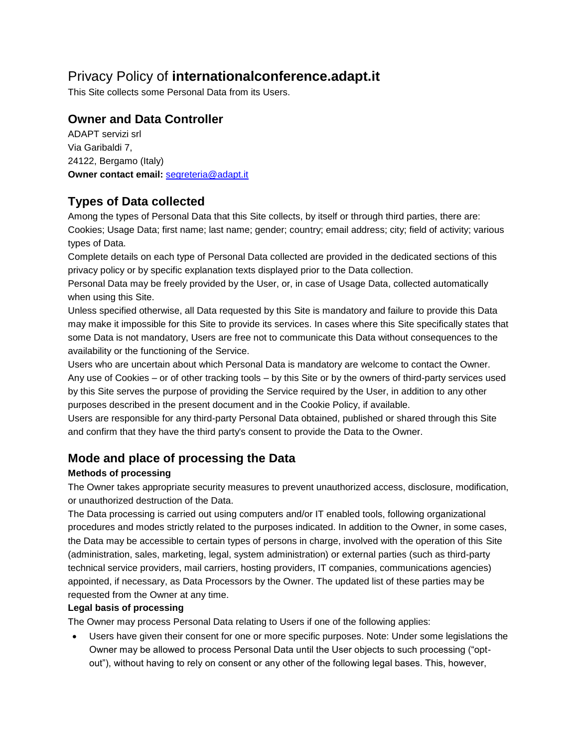# Privacy Policy of **internationalconference.adapt.it**

This Site collects some Personal Data from its Users.

## Owner and Data Controller

ADAPT servizi srl
Via Garibaldi 7,
24122, Bergamo (Italy)
**Owner contact email:** segreteria@adapt.it

## Types of Data collected

Among the types of Personal Data that this Site collects, by itself or through third parties, there are: Cookies; Usage Data; first name; last name; gender; country; email address; city; field of activity; various types of Data.

Complete details on each type of Personal Data collected are provided in the dedicated sections of this privacy policy or by specific explanation texts displayed prior to the Data collection.

Personal Data may be freely provided by the User, or, in case of Usage Data, collected automatically when using this Site.

Unless specified otherwise, all Data requested by this Site is mandatory and failure to provide this Data may make it impossible for this Site to provide its services. In cases where this Site specifically states that some Data is not mandatory, Users are free not to communicate this Data without consequences to the availability or the functioning of the Service.

Users who are uncertain about which Personal Data is mandatory are welcome to contact the Owner.

Any use of Cookies – or of other tracking tools – by this Site or by the owners of third-party services used by this Site serves the purpose of providing the Service required by the User, in addition to any other purposes described in the present document and in the Cookie Policy, if available.

Users are responsible for any third-party Personal Data obtained, published or shared through this Site and confirm that they have the third party's consent to provide the Data to the Owner.

## Mode and place of processing the Data

### Methods of processing

The Owner takes appropriate security measures to prevent unauthorized access, disclosure, modification, or unauthorized destruction of the Data.

The Data processing is carried out using computers and/or IT enabled tools, following organizational procedures and modes strictly related to the purposes indicated. In addition to the Owner, in some cases, the Data may be accessible to certain types of persons in charge, involved with the operation of this Site (administration, sales, marketing, legal, system administration) or external parties (such as third-party technical service providers, mail carriers, hosting providers, IT companies, communications agencies) appointed, if necessary, as Data Processors by the Owner. The updated list of these parties may be requested from the Owner at any time.

### Legal basis of processing

The Owner may process Personal Data relating to Users if one of the following applies:

- Users have given their consent for one or more specific purposes. Note: Under some legislations the Owner may be allowed to process Personal Data until the User objects to such processing ("opt-out"), without having to rely on consent or any other of the following legal bases. This, however,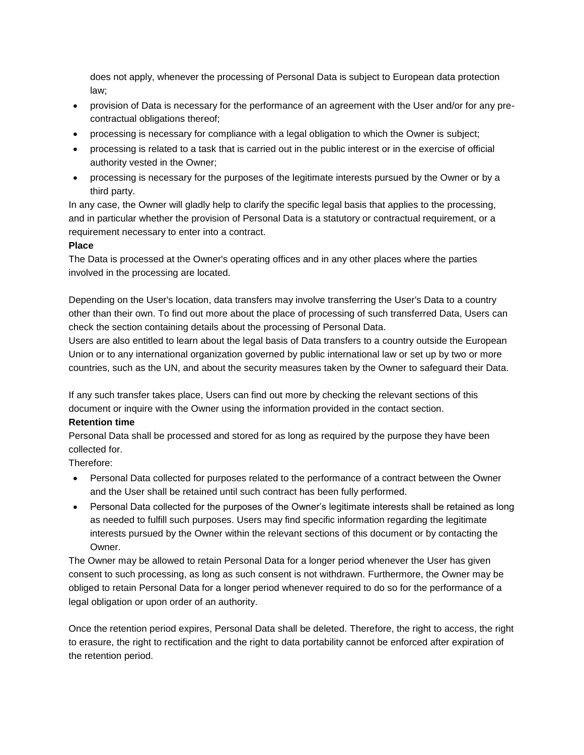does not apply, whenever the processing of Personal Data is subject to European data protection law;

- provision of Data is necessary for the performance of an agreement with the User and/or for any pre-contractual obligations thereof;
- processing is necessary for compliance with a legal obligation to which the Owner is subject;
- processing is related to a task that is carried out in the public interest or in the exercise of official authority vested in the Owner;
- processing is necessary for the purposes of the legitimate interests pursued by the Owner or by a third party.

In any case, the Owner will gladly help to clarify the specific legal basis that applies to the processing, and in particular whether the provision of Personal Data is a statutory or contractual requirement, or a requirement necessary to enter into a contract.

**Place**

The Data is processed at the Owner's operating offices and in any other places where the parties involved in the processing are located.

Depending on the User's location, data transfers may involve transferring the User's Data to a country other than their own. To find out more about the place of processing of such transferred Data, Users can check the section containing details about the processing of Personal Data.

Users are also entitled to learn about the legal basis of Data transfers to a country outside the European Union or to any international organization governed by public international law or set up by two or more countries, such as the UN, and about the security measures taken by the Owner to safeguard their Data.

If any such transfer takes place, Users can find out more by checking the relevant sections of this document or inquire with the Owner using the information provided in the contact section.

**Retention time**

Personal Data shall be processed and stored for as long as required by the purpose they have been collected for.

Therefore:

- Personal Data collected for purposes related to the performance of a contract between the Owner and the User shall be retained until such contract has been fully performed.
- Personal Data collected for the purposes of the Owner's legitimate interests shall be retained as long as needed to fulfill such purposes. Users may find specific information regarding the legitimate interests pursued by the Owner within the relevant sections of this document or by contacting the Owner.

The Owner may be allowed to retain Personal Data for a longer period whenever the User has given consent to such processing, as long as such consent is not withdrawn. Furthermore, the Owner may be obliged to retain Personal Data for a longer period whenever required to do so for the performance of a legal obligation or upon order of an authority.

Once the retention period expires, Personal Data shall be deleted. Therefore, the right to access, the right to erasure, the right to rectification and the right to data portability cannot be enforced after expiration of the retention period.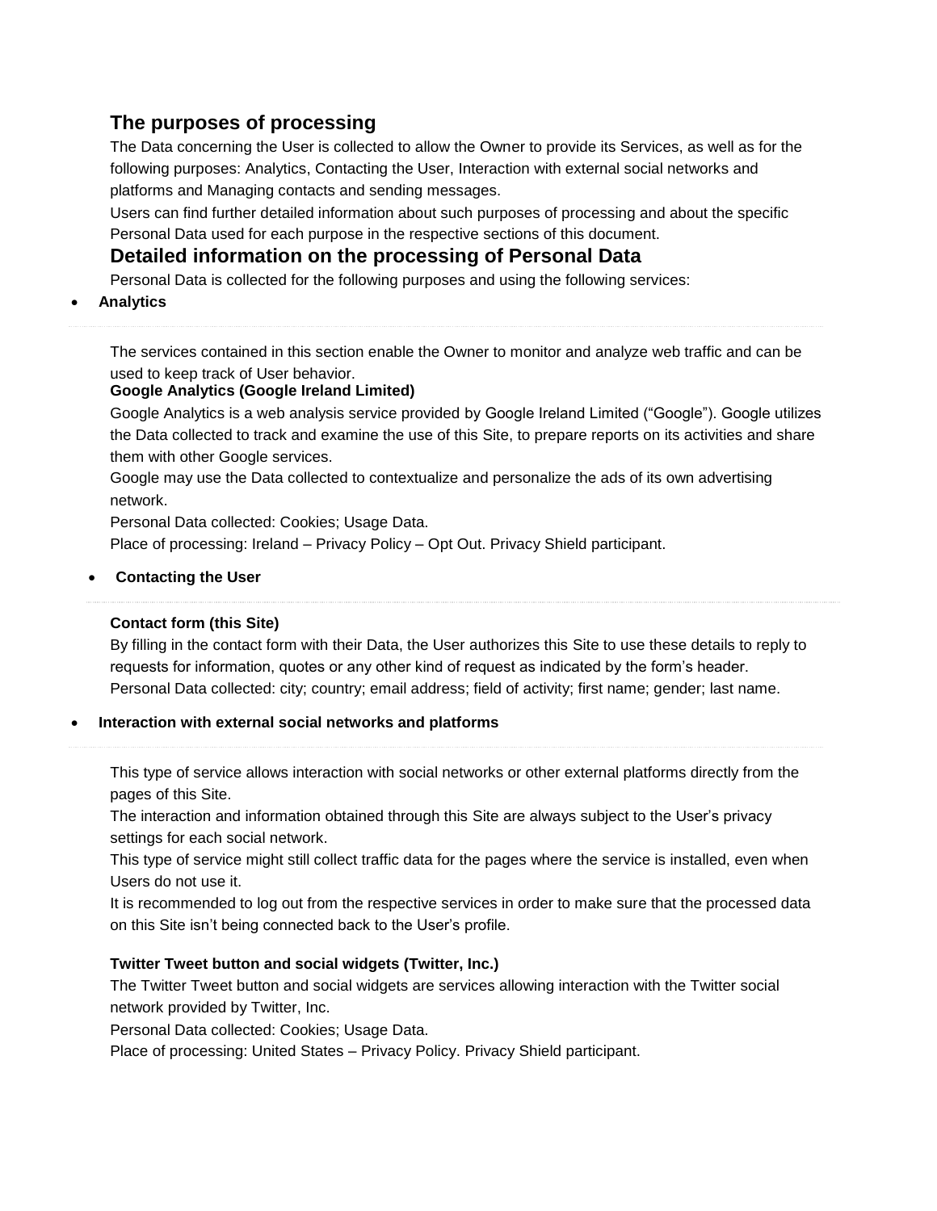## The purposes of processing

The Data concerning the User is collected to allow the Owner to provide its Services, as well as for the following purposes: Analytics, Contacting the User, Interaction with external social networks and platforms and Managing contacts and sending messages.

Users can find further detailed information about such purposes of processing and about the specific Personal Data used for each purpose in the respective sections of this document.

## Detailed information on the processing of Personal Data

Personal Data is collected for the following purposes and using the following services:

- **Analytics**

The services contained in this section enable the Owner to monitor and analyze web traffic and can be used to keep track of User behavior.

**Google Analytics (Google Ireland Limited)**

Google Analytics is a web analysis service provided by Google Ireland Limited ("Google"). Google utilizes the Data collected to track and examine the use of this Site, to prepare reports on its activities and share them with other Google services.

Google may use the Data collected to contextualize and personalize the ads of its own advertising network.

Personal Data collected: Cookies; Usage Data.

Place of processing: Ireland – Privacy Policy – Opt Out. Privacy Shield participant.

- **Contacting the User**

**Contact form (this Site)**

By filling in the contact form with their Data, the User authorizes this Site to use these details to reply to requests for information, quotes or any other kind of request as indicated by the form's header.

Personal Data collected: city; country; email address; field of activity; first name; gender; last name.

- **Interaction with external social networks and platforms**

This type of service allows interaction with social networks or other external platforms directly from the pages of this Site.

The interaction and information obtained through this Site are always subject to the User's privacy settings for each social network.

This type of service might still collect traffic data for the pages where the service is installed, even when Users do not use it.

It is recommended to log out from the respective services in order to make sure that the processed data on this Site isn't being connected back to the User's profile.

**Twitter Tweet button and social widgets (Twitter, Inc.)**

The Twitter Tweet button and social widgets are services allowing interaction with the Twitter social network provided by Twitter, Inc.

Personal Data collected: Cookies; Usage Data.

Place of processing: United States – Privacy Policy. Privacy Shield participant.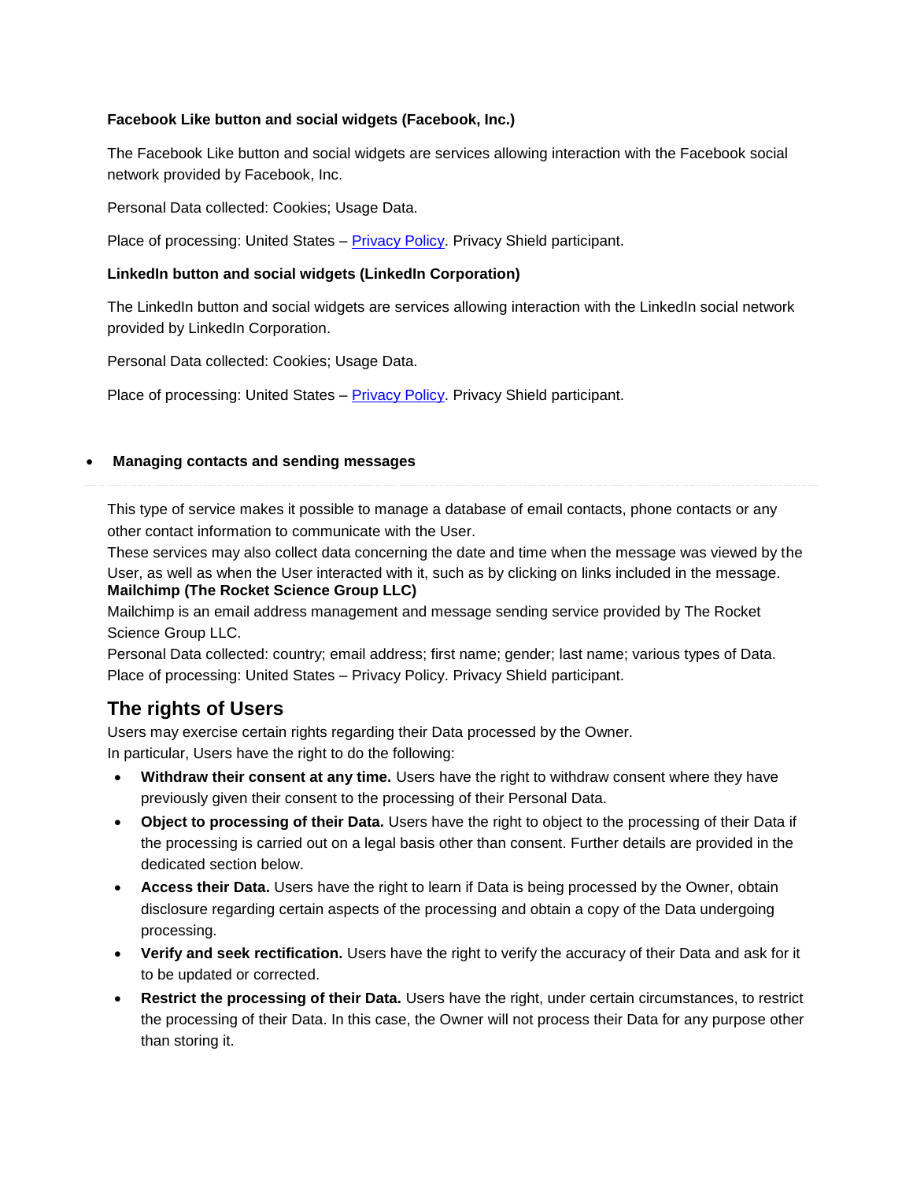**Facebook Like button and social widgets (Facebook, Inc.)**

The Facebook Like button and social widgets are services allowing interaction with the Facebook social network provided by Facebook, Inc.

Personal Data collected: Cookies; Usage Data.

Place of processing: United States – Privacy Policy. Privacy Shield participant.

**LinkedIn button and social widgets (LinkedIn Corporation)**

The LinkedIn button and social widgets are services allowing interaction with the LinkedIn social network provided by LinkedIn Corporation.

Personal Data collected: Cookies; Usage Data.

Place of processing: United States – Privacy Policy. Privacy Shield participant.

- **Managing contacts and sending messages**

This type of service makes it possible to manage a database of email contacts, phone contacts or any other contact information to communicate with the User.
These services may also collect data concerning the date and time when the message was viewed by the User, as well as when the User interacted with it, such as by clicking on links included in the message.
**Mailchimp (The Rocket Science Group LLC)**
Mailchimp is an email address management and message sending service provided by The Rocket Science Group LLC.
Personal Data collected: country; email address; first name; gender; last name; various types of Data.
Place of processing: United States – Privacy Policy. Privacy Shield participant.

## The rights of Users

Users may exercise certain rights regarding their Data processed by the Owner.
In particular, Users have the right to do the following:

- **Withdraw their consent at any time.** Users have the right to withdraw consent where they have previously given their consent to the processing of their Personal Data.
- **Object to processing of their Data.** Users have the right to object to the processing of their Data if the processing is carried out on a legal basis other than consent. Further details are provided in the dedicated section below.
- **Access their Data.** Users have the right to learn if Data is being processed by the Owner, obtain disclosure regarding certain aspects of the processing and obtain a copy of the Data undergoing processing.
- **Verify and seek rectification.** Users have the right to verify the accuracy of their Data and ask for it to be updated or corrected.
- **Restrict the processing of their Data.** Users have the right, under certain circumstances, to restrict the processing of their Data. In this case, the Owner will not process their Data for any purpose other than storing it.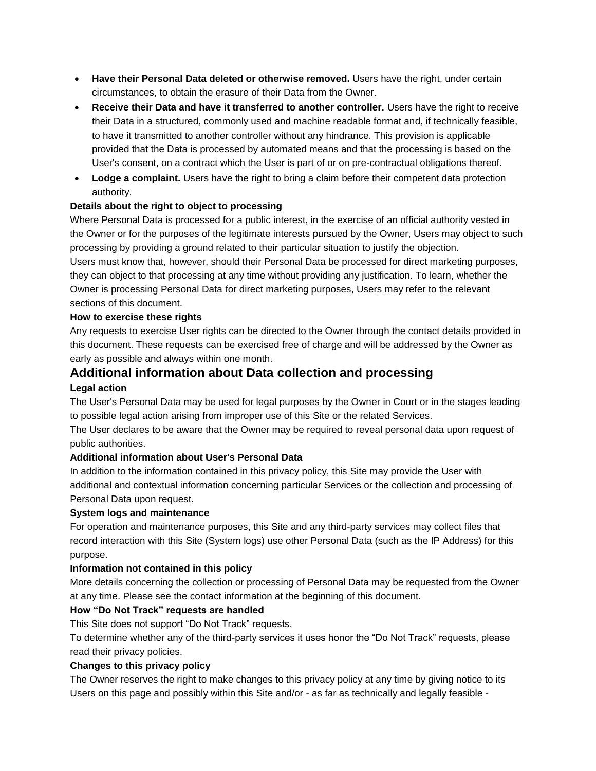- **Have their Personal Data deleted or otherwise removed.** Users have the right, under certain circumstances, to obtain the erasure of their Data from the Owner.
- **Receive their Data and have it transferred to another controller.** Users have the right to receive their Data in a structured, commonly used and machine readable format and, if technically feasible, to have it transmitted to another controller without any hindrance. This provision is applicable provided that the Data is processed by automated means and that the processing is based on the User's consent, on a contract which the User is part of or on pre-contractual obligations thereof.
- **Lodge a complaint.** Users have the right to bring a claim before their competent data protection authority.

#### Details about the right to object to processing

Where Personal Data is processed for a public interest, in the exercise of an official authority vested in the Owner or for the purposes of the legitimate interests pursued by the Owner, Users may object to such processing by providing a ground related to their particular situation to justify the objection.
Users must know that, however, should their Personal Data be processed for direct marketing purposes, they can object to that processing at any time without providing any justification. To learn, whether the Owner is processing Personal Data for direct marketing purposes, Users may refer to the relevant sections of this document.

#### How to exercise these rights

Any requests to exercise User rights can be directed to the Owner through the contact details provided in this document. These requests can be exercised free of charge and will be addressed by the Owner as early as possible and always within one month.

## Additional information about Data collection and processing

#### Legal action

The User's Personal Data may be used for legal purposes by the Owner in Court or in the stages leading to possible legal action arising from improper use of this Site or the related Services.
The User declares to be aware that the Owner may be required to reveal personal data upon request of public authorities.

#### Additional information about User's Personal Data

In addition to the information contained in this privacy policy, this Site may provide the User with additional and contextual information concerning particular Services or the collection and processing of Personal Data upon request.

#### System logs and maintenance

For operation and maintenance purposes, this Site and any third-party services may collect files that record interaction with this Site (System logs) use other Personal Data (such as the IP Address) for this purpose.

#### Information not contained in this policy

More details concerning the collection or processing of Personal Data may be requested from the Owner at any time. Please see the contact information at the beginning of this document.

#### How “Do Not Track” requests are handled

This Site does not support “Do Not Track” requests.
To determine whether any of the third-party services it uses honor the “Do Not Track” requests, please read their privacy policies.

#### Changes to this privacy policy

The Owner reserves the right to make changes to this privacy policy at any time by giving notice to its Users on this page and possibly within this Site and/or - as far as technically and legally feasible -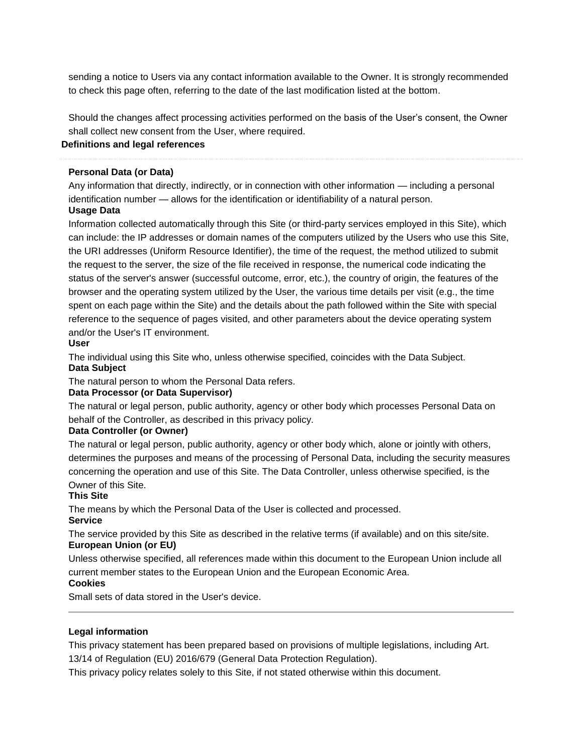sending a notice to Users via any contact information available to the Owner. It is strongly recommended to check this page often, referring to the date of the last modification listed at the bottom.

Should the changes affect processing activities performed on the basis of the User's consent, the Owner shall collect new consent from the User, where required.

## Definitions and legal references

**Personal Data (or Data)**

Any information that directly, indirectly, or in connection with other information — including a personal identification number — allows for the identification or identifiability of a natural person.

**Usage Data**

Information collected automatically through this Site (or third-party services employed in this Site), which can include: the IP addresses or domain names of the computers utilized by the Users who use this Site, the URI addresses (Uniform Resource Identifier), the time of the request, the method utilized to submit the request to the server, the size of the file received in response, the numerical code indicating the status of the server's answer (successful outcome, error, etc.), the country of origin, the features of the browser and the operating system utilized by the User, the various time details per visit (e.g., the time spent on each page within the Site) and the details about the path followed within the Site with special reference to the sequence of pages visited, and other parameters about the device operating system and/or the User's IT environment.

**User**

The individual using this Site who, unless otherwise specified, coincides with the Data Subject.

**Data Subject**

The natural person to whom the Personal Data refers.

**Data Processor (or Data Supervisor)**

The natural or legal person, public authority, agency or other body which processes Personal Data on behalf of the Controller, as described in this privacy policy.

**Data Controller (or Owner)**

The natural or legal person, public authority, agency or other body which, alone or jointly with others, determines the purposes and means of the processing of Personal Data, including the security measures concerning the operation and use of this Site. The Data Controller, unless otherwise specified, is the Owner of this Site.

**This Site**

The means by which the Personal Data of the User is collected and processed.

**Service**

The service provided by this Site as described in the relative terms (if available) and on this site/site.

**European Union (or EU)**

Unless otherwise specified, all references made within this document to the European Union include all current member states to the European Union and the European Economic Area.

**Cookies**

Small sets of data stored in the User's device.

---

**Legal information**

This privacy statement has been prepared based on provisions of multiple legislations, including Art. 13/14 of Regulation (EU) 2016/679 (General Data Protection Regulation).

This privacy policy relates solely to this Site, if not stated otherwise within this document.